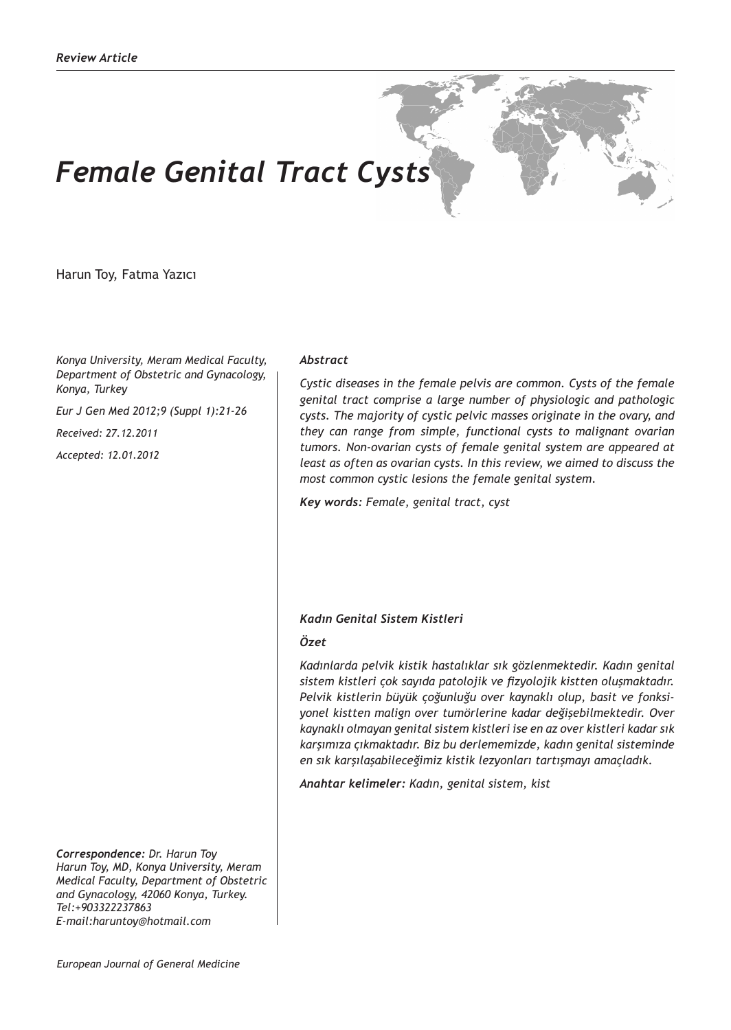*Review Article*

# *Female Genital Tract Cysts*

Harun Toy, Fatma Yazıcı

*Konya University, Meram Medical Faculty, Department of Obstetric and Gynacology, Konya, Turkey*

*Eur J Gen Med 2012;9 (Suppl 1):21-26*

*Received: 27.12.2011*

*Accepted: 12.01.2012*

***Abstract***

*Cystic diseases in the female pelvis are common. Cysts of the female genital tract comprise a large number of physiologic and pathologic cysts. The majority of cystic pelvic masses originate in the ovary, and they can range from simple, functional cysts to malignant ovarian tumors. Non-ovarian cysts of female genital system are appeared at least as often as ovarian cysts. In this review, we aimed to discuss the most common cystic lesions the female genital system.*

***Key words:*** *Female, genital tract, cyst*

***Kadın Genital Sistem Kistleri***

***Özet***

*Kadınlarda pelvik kistik hastalıklar sık gözlenmektedir. Kadın genital sistem kistleri çok sayıda patolojik ve fizyolojik kistten oluşmaktadır. Pelvik kistlerin büyük çoğunluğu over kaynaklı olup, basit ve fonksiyonel kistten malign over tumörlerine kadar değişebilmektedir. Over kaynaklı olmayan genital sistem kistleri ise en az over kistleri kadar sık karşımıza çıkmaktadır. Biz bu derlememizde, kadın genital sisteminde en sık karşılaşabileceğimiz kistik lezyonları tartışmayı amaçladık.*

***Anahtar kelimeler:*** *Kadın, genital sistem, kist*

***Correspondence:*** *Dr. Harun Toy*
*Harun Toy, MD, Konya University, Meram Medical Faculty, Department of Obstetric and Gynacology, 42060 Konya, Turkey.*
*Tel:+903322237863*
*E-mail:haruntoy@hotmail.com*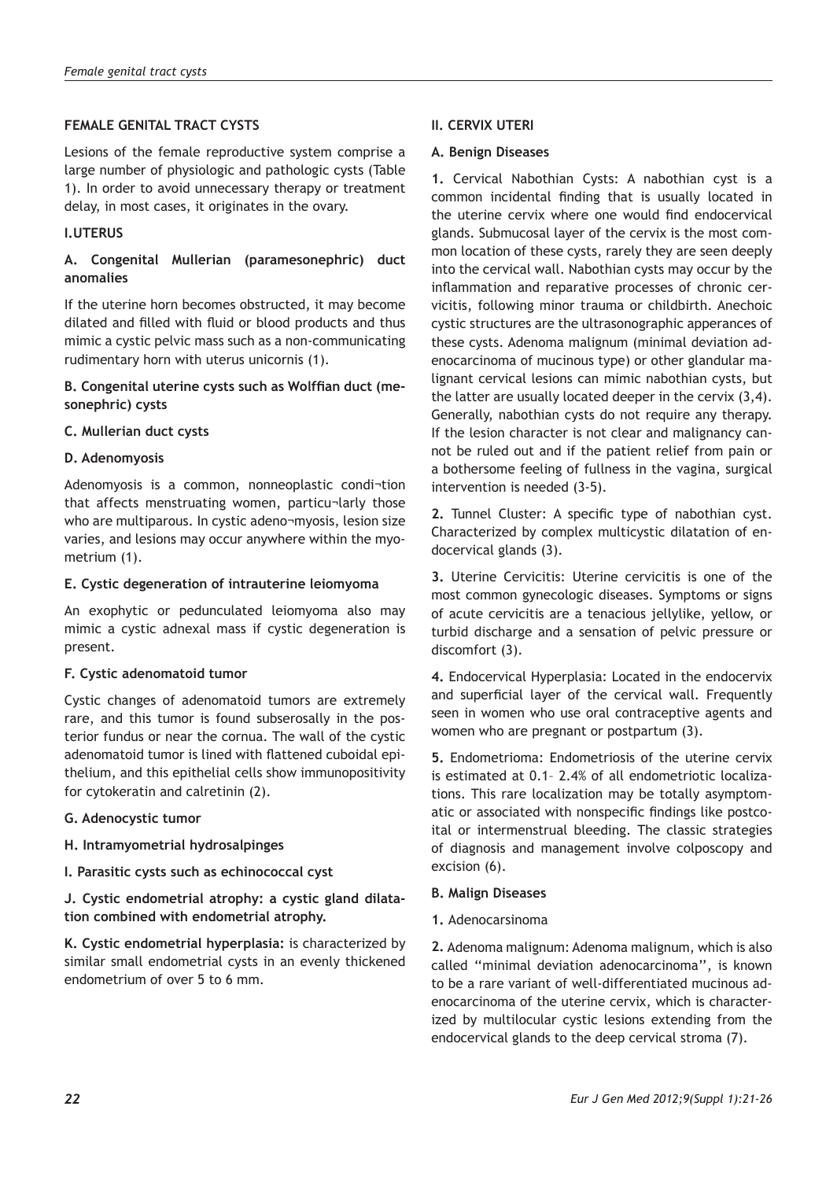## FEMALE GENITAL TRACT CYSTS

Lesions of the female reproductive system comprise a large number of physiologic and pathologic cysts (Table 1). In order to avoid unnecessary therapy or treatment delay, in most cases, it originates in the ovary.

### I.UTERUS

**A. Congenital Mullerian (paramesonephric) duct anomalies**

If the uterine horn becomes obstructed, it may become dilated and filled with fluid or blood products and thus mimic a cystic pelvic mass such as a non-communicating rudimentary horn with uterus unicornis (1).

**B. Congenital uterine cysts such as Wolffian duct (mesonephric) cysts**

**C. Mullerian duct cysts**

**D. Adenomyosis**

Adenomyosis is a common, nonneoplastic condi¬tion that affects menstruating women, particu¬larly those who are multiparous. In cystic adeno¬myosis, lesion size varies, and lesions may occur anywhere within the myometrium (1).

**E. Cystic degeneration of intrauterine leiomyoma**

An exophytic or pedunculated leiomyoma also may mimic a cystic adnexal mass if cystic degeneration is present.

**F. Cystic adenomatoid tumor**

Cystic changes of adenomatoid tumors are extremely rare, and this tumor is found subserosally in the posterior fundus or near the cornua. The wall of the cystic adenomatoid tumor is lined with flattened cuboidal epithelium, and this epithelial cells show immunopositivity for cytokeratin and calretinin (2).

**G. Adenocystic tumor**

**H. Intramyometrial hydrosalpinges**

**I. Parasitic cysts such as echinococcal cyst**

**J. Cystic endometrial atrophy: a cystic gland dilatation combined with endometrial atrophy.**

**K. Cystic endometrial hyperplasia:** is characterized by similar small endometrial cysts in an evenly thickened endometrium of over 5 to 6 mm.

### II. CERVIX UTERI

**A. Benign Diseases**

**1.** Cervical Nabothian Cysts: A nabothian cyst is a common incidental finding that is usually located in the uterine cervix where one would find endocervical glands. Submucosal layer of the cervix is the most common location of these cysts, rarely they are seen deeply into the cervical wall. Nabothian cysts may occur by the inflammation and reparative processes of chronic cervicitis, following minor trauma or childbirth. Anechoic cystic structures are the ultrasonographic apperances of these cysts. Adenoma malignum (minimal deviation adenocarcinoma of mucinous type) or other glandular malignant cervical lesions can mimic nabothian cysts, but the latter are usually located deeper in the cervix (3,4). Generally, nabothian cysts do not require any therapy. If the lesion character is not clear and malignancy cannot be ruled out and if the patient relief from pain or a bothersome feeling of fullness in the vagina, surgical intervention is needed (3-5).

**2.** Tunnel Cluster: A specific type of nabothian cyst. Characterized by complex multicystic dilatation of endocervical glands (3).

**3.** Uterine Cervicitis: Uterine cervicitis is one of the most common gynecologic diseases. Symptoms or signs of acute cervicitis are a tenacious jellylike, yellow, or turbid discharge and a sensation of pelvic pressure or discomfort (3).

**4.** Endocervical Hyperplasia: Located in the endocervix and superficial layer of the cervical wall. Frequently seen in women who use oral contraceptive agents and women who are pregnant or postpartum (3).

**5.** Endometrioma: Endometriosis of the uterine cervix is estimated at 0.1– 2.4% of all endometriotic localizations. This rare localization may be totally asymptomatic or associated with nonspecific findings like postcoital or intermenstrual bleeding. The classic strategies of diagnosis and management involve colposcopy and excision (6).

**B. Malign Diseases**

**1.** Adenocarsinoma

**2.** Adenoma malignum: Adenoma malignum, which is also called ''minimal deviation adenocarcinoma'', is known to be a rare variant of well-differentiated mucinous adenocarcinoma of the uterine cervix, which is characterized by multilocular cystic lesions extending from the endocervical glands to the deep cervical stroma (7).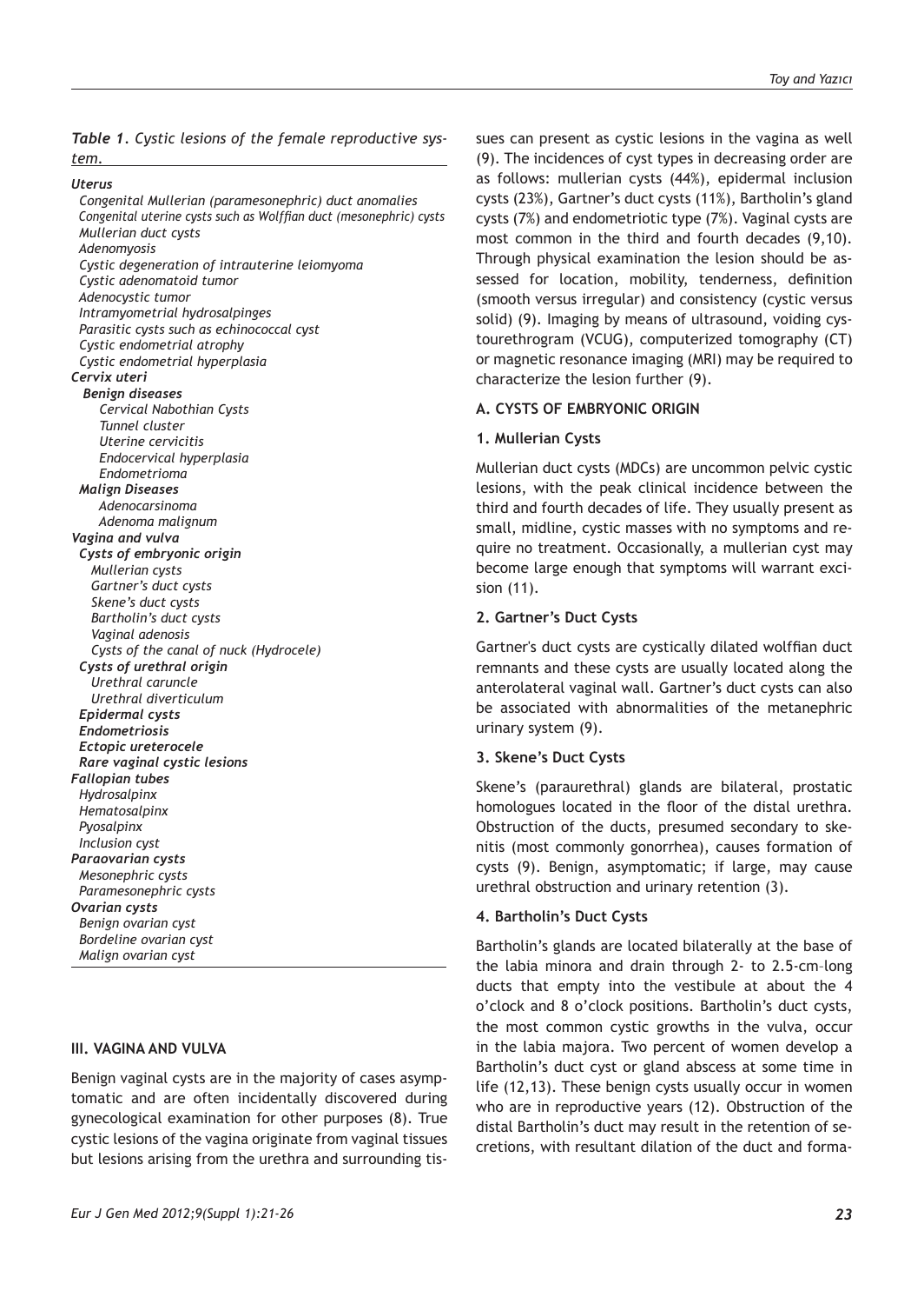*Table 1. Cystic lesions of the female reproductive system.*

| |
|---|
| ***Uterus*** |
| *Congenital Mullerian (paramesonephric) duct anomalies* |
| *Congenital uterine cysts such as Wolffian duct (mesonephric) cysts* |
| *Mullerian duct cysts* |
| *Adenomyosis* |
| *Cystic degeneration of intrauterine leiomyoma* |
| *Cystic adenomatoid tumor* |
| *Adenocystic tumor* |
| *Intramyometrial hydrosalpinges* |
| *Parasitic cysts such as echinococcal cyst* |
| *Cystic endometrial atrophy* |
| *Cystic endometrial hyperplasia* |
| ***Cervix uteri*** |
| ***Benign diseases*** |
| *Cervical Nabothian Cysts* |
| *Tunnel cluster* |
| *Uterine cervicitis* |
| *Endocervical hyperplasia* |
| *Endometrioma* |
| ***Malign Diseases*** |
| *Adenocarsinoma* |
| *Adenoma malignum* |
| ***Vagina and vulva*** |
| ***Cysts of embryonic origin*** |
| *Mullerian cysts* |
| *Gartner's duct cysts* |
| *Skene's duct cysts* |
| *Bartholin's duct cysts* |
| *Vaginal adenosis* |
| *Cysts of the canal of nuck (Hydrocele)* |
| ***Cysts of urethral origin*** |
| *Urethral caruncle* |
| *Urethral diverticulum* |
| ***Epidermal cysts*** |
| ***Endometriosis*** |
| ***Ectopic ureterocele*** |
| ***Rare vaginal cystic lesions*** |
| ***Fallopian tubes*** |
| *Hydrosalpinx* |
| *Hematosalpinx* |
| *Pyosalpinx* |
| *Inclusion cyst* |
| ***Paraovarian cysts*** |
| *Mesonephric cysts* |
| *Paramesonephric cysts* |
| ***Ovarian cysts*** |
| *Benign ovarian cyst* |
| *Bordeline ovarian cyst* |
| *Malign ovarian cyst* |

## III. VAGINA AND VULVA

Benign vaginal cysts are in the majority of cases asymptomatic and are often incidentally discovered during gynecological examination for other purposes (8). True cystic lesions of the vagina originate from vaginal tissues but lesions arising from the urethra and surrounding tissues can present as cystic lesions in the vagina as well (9). The incidences of cyst types in decreasing order are as follows: mullerian cysts (44%), epidermal inclusion cysts (23%), Gartner's duct cysts (11%), Bartholin's gland cysts (7%) and endometriotic type (7%). Vaginal cysts are most common in the third and fourth decades (9,10). Through physical examination the lesion should be assessed for location, mobility, tenderness, definition (smooth versus irregular) and consistency (cystic versus solid) (9). Imaging by means of ultrasound, voiding cystourethrogram (VCUG), computerized tomography (CT) or magnetic resonance imaging (MRI) may be required to characterize the lesion further (9).

### A. CYSTS OF EMBRYONIC ORIGIN

### 1. Mullerian Cysts

Mullerian duct cysts (MDCs) are uncommon pelvic cystic lesions, with the peak clinical incidence between the third and fourth decades of life. They usually present as small, midline, cystic masses with no symptoms and require no treatment. Occasionally, a mullerian cyst may become large enough that symptoms will warrant excision (11).

### 2. Gartner's Duct Cysts

Gartner's duct cysts are cystically dilated wolffian duct remnants and these cysts are usually located along the anterolateral vaginal wall. Gartner's duct cysts can also be associated with abnormalities of the metanephric urinary system (9).

### 3. Skene's Duct Cysts

Skene's (paraurethral) glands are bilateral, prostatic homologues located in the floor of the distal urethra. Obstruction of the ducts, presumed secondary to skenitis (most commonly gonorrhea), causes formation of cysts (9). Benign, asymptomatic; if large, may cause urethral obstruction and urinary retention (3).

### 4. Bartholin's Duct Cysts

Bartholin's glands are located bilaterally at the base of the labia minora and drain through 2- to 2.5-cm–long ducts that empty into the vestibule at about the 4 o'clock and 8 o'clock positions. Bartholin's duct cysts, the most common cystic growths in the vulva, occur in the labia majora. Two percent of women develop a Bartholin's duct cyst or gland abscess at some time in life (12,13). These benign cysts usually occur in women who are in reproductive years (12). Obstruction of the distal Bartholin's duct may result in the retention of secretions, with resultant dilation of the duct and forma-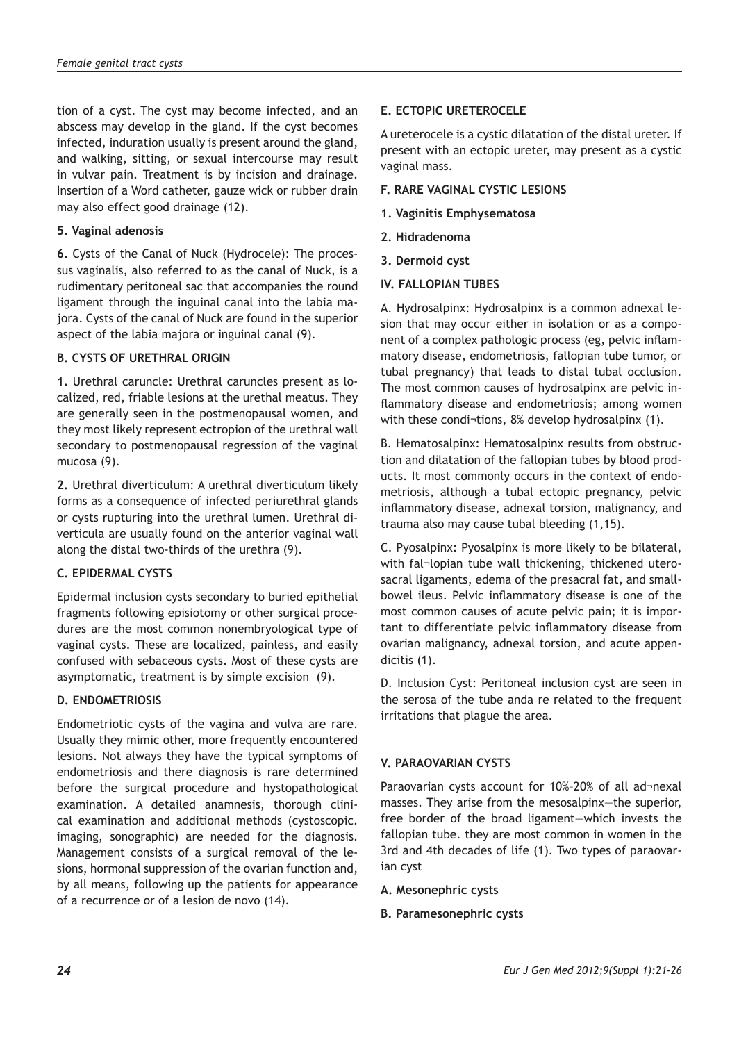tion of a cyst. The cyst may become infected, and an abscess may develop in the gland. If the cyst becomes infected, induration usually is present around the gland, and walking, sitting, or sexual intercourse may result in vulvar pain. Treatment is by incision and drainage. Insertion of a Word catheter, gauze wick or rubber drain may also effect good drainage (12).

**5. Vaginal adenosis**

**6.** Cysts of the Canal of Nuck (Hydrocele): The processus vaginalis, also referred to as the canal of Nuck, is a rudimentary peritoneal sac that accompanies the round ligament through the inguinal canal into the labia majora. Cysts of the canal of Nuck are found in the superior aspect of the labia majora or inguinal canal (9).

**B. CYSTS OF URETHRAL ORIGIN**

**1.** Urethral caruncle: Urethral caruncles present as localized, red, friable lesions at the urethal meatus. They are generally seen in the postmenopausal women, and they most likely represent ectropion of the urethral wall secondary to postmenopausal regression of the vaginal mucosa (9).

**2.** Urethral diverticulum: A urethral diverticulum likely forms as a consequence of infected periurethral glands or cysts rupturing into the urethral lumen. Urethral diverticula are usually found on the anterior vaginal wall along the distal two-thirds of the urethra (9).

**C. EPIDERMAL CYSTS**

Epidermal inclusion cysts secondary to buried epithelial fragments following episiotomy or other surgical procedures are the most common nonembryological type of vaginal cysts. These are localized, painless, and easily confused with sebaceous cysts. Most of these cysts are asymptomatic, treatment is by simple excision (9).

**D. ENDOMETRIOSIS**

Endometriotic cysts of the vagina and vulva are rare. Usually they mimic other, more frequently encountered lesions. Not always they have the typical symptoms of endometriosis and there diagnosis is rare determined before the surgical procedure and hystopathological examination. A detailed anamnesis, thorough clinical examination and additional methods (cystoscopic. imaging, sonographic) are needed for the diagnosis. Management consists of a surgical removal of the lesions, hormonal suppression of the ovarian function and, by all means, following up the patients for appearance of a recurrence or of a lesion de novo (14).

**E. ECTOPIC URETEROCELE**

A ureterocele is a cystic dilatation of the distal ureter. If present with an ectopic ureter, may present as a cystic vaginal mass.

**F. RARE VAGINAL CYSTIC LESIONS**

**1. Vaginitis Emphysematosa**

**2. Hidradenoma**

**3. Dermoid cyst**

**IV. FALLOPIAN TUBES**

A. Hydrosalpinx: Hydrosalpinx is a common adnexal lesion that may occur either in isolation or as a component of a complex pathologic process (eg, pelvic inflammatory disease, endometriosis, fallopian tube tumor, or tubal pregnancy) that leads to distal tubal occlusion. The most common causes of hydrosalpinx are pelvic inflammatory disease and endometriosis; among women with these condi¬tions, 8% develop hydrosalpinx (1).

B. Hematosalpinx: Hematosalpinx results from obstruction and dilatation of the fallopian tubes by blood products. It most commonly occurs in the context of endometriosis, although a tubal ectopic pregnancy, pelvic inflammatory disease, adnexal torsion, malignancy, and trauma also may cause tubal bleeding (1,15).

C. Pyosalpinx: Pyosalpinx is more likely to be bilateral, with fal¬lopian tube wall thickening, thickened uterosacral ligaments, edema of the presacral fat, and small-bowel ileus. Pelvic inflammatory disease is one of the most common causes of acute pelvic pain; it is important to differentiate pelvic inflammatory disease from ovarian malignancy, adnexal torsion, and acute appendicitis (1).

D. Inclusion Cyst: Peritoneal inclusion cyst are seen in the serosa of the tube anda re related to the frequent irritations that plague the area.

**V. PARAOVARIAN CYSTS**

Paraovarian cysts account for 10%–20% of all ad¬nexal masses. They arise from the mesosalpinx—the superior, free border of the broad ligament—which invests the fallopian tube. they are most common in women in the 3rd and 4th decades of life (1). Two types of paraovarian cyst

**A. Mesonephric cysts**

**B. Paramesonephric cysts**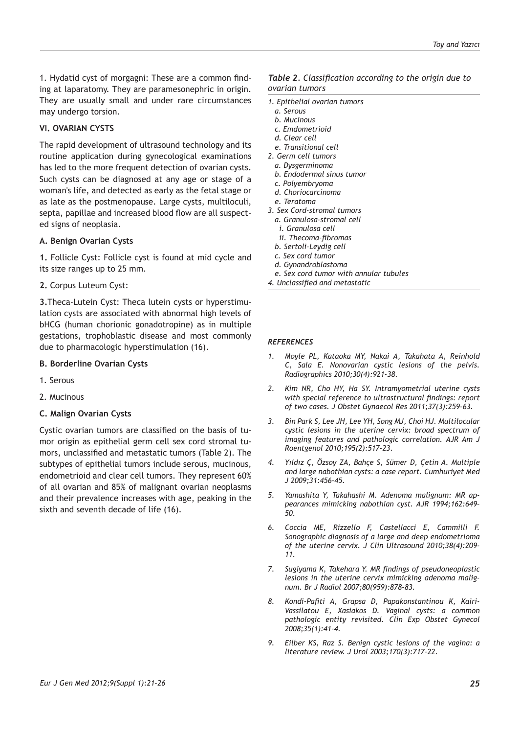1. Hydatid cyst of morgagni: These are a common finding at laparatomy. They are paramesonephric in origin. They are usually small and under rare circumstances may undergo torsion.

### VI. OVARIAN CYSTS

The rapid development of ultrasound technology and its routine application during gynecological examinations has led to the more frequent detection of ovarian cysts. Such cysts can be diagnosed at any age or stage of a woman's life, and detected as early as the fetal stage or as late as the postmenopause. Large cysts, multiloculi, septa, papillae and increased blood flow are all suspected signs of neoplasia.

#### A. Benign Ovarian Cysts

**1.** Follicle Cyst: Follicle cyst is found at mid cycle and its size ranges up to 25 mm.

**2.** Corpus Luteum Cyst:

**3.** Theca-Lutein Cyst: Theca lutein cysts or hyperstimulation cysts are associated with abnormal high levels of bHCG (human chorionic gonadotropine) as in multiple gestations, trophoblastic disease and most commonly due to pharmacologic hyperstimulation (16).

#### B. Borderline Ovarian Cysts

1. Serous

2. Mucinous

#### C. Malign Ovarian Cysts

Cystic ovarian tumors are classified on the basis of tumor origin as epithelial germ cell sex cord stromal tumors, unclassified and metastatic tumors (Table 2). The subtypes of epithelial tumors include serous, mucinous, endometrioid and clear cell tumors. They represent 60% of all ovarian and 85% of malignant ovarian neoplasms and their prevalence increases with age, peaking in the sixth and seventh decade of life (16).

***Table 2**. Classification according to the origin due to ovarian tumors*

*1. Epithelial ovarian tumors*
- *a. Serous*
- *b. Mucinous*
- *c. Emdometrioid*
- *d. Clear cell*
- *e. Transitional cell*

*2. Germ cell tumors*
- *a. Dysgerminoma*
- *b. Endodermal sinus tumor*
- *c. Polyembryoma*
- *d. Choriocarcinoma*
- *e. Teratoma*

*3. Sex Cord-stromal tumors*
- *a. Granulosa-stromal cell*
  - *i. Granulosa cell*
  - *ii. Thecoma-fibromas*
- *b. Sertoli-Leydig cell*
- *c. Sex cord tumor*
- *d. Gynandroblastoma*
- *e. Sex cord tumor with annular tubules*

*4. Unclassified and metastatic*

### *REFERENCES*

1. *Moyle PL, Kataoka MY, Nakai A, Takahata A, Reinhold C, Sala E. Nonovarian cystic lesions of the pelvis. Radiographics 2010;30(4):921-38.*
2. *Kim NR, Cho HY, Ha SY. Intramyometrial uterine cysts with special reference to ultrastructural findings: report of two cases. J Obstet Gynaecol Res 2011;37(3):259-63.*
3. *Bin Park S, Lee JH, Lee YH, Song MJ, Choi HJ. Multilocular cystic lesions in the uterine cervix: broad spectrum of imaging features and pathologic correlation. AJR Am J Roentgenol 2010;195(2):517-23.*
4. *Yıldız Ç, Özsoy ZA, Bahçe S, Sümer D, Çetin A. Multiple and large nabothian cysts: a case report. Cumhuriyet Med J 2009;31:456-45.*
5. *Yamashita Y, Takahashi M. Adenoma malignum: MR appearances mimicking nabothian cyst. AJR 1994;162:649-50.*
6. *Coccia ME, Rizzello F, Castellacci E, Cammilli F. Sonographic diagnosis of a large and deep endometrioma of the uterine cervix. J Clin Ultrasound 2010;38(4):209-11.*
7. *Sugiyama K, Takehara Y. MR findings of pseudoneoplastic lesions in the uterine cervix mimicking adenoma malignum. Br J Radiol 2007;80(959):878-83.*
8. *Kondi-Pafiti A, Grapsa D, Papakonstantinou K, Kairi-Vassilatou E, Xasiakos D. Vaginal cysts: a common pathologic entity revisited. Clin Exp Obstet Gynecol 2008;35(1):41-4.*
9. *Eilber KS, Raz S. Benign cystic lesions of the vagina: a literature review. J Urol 2003;170(3):717-22.*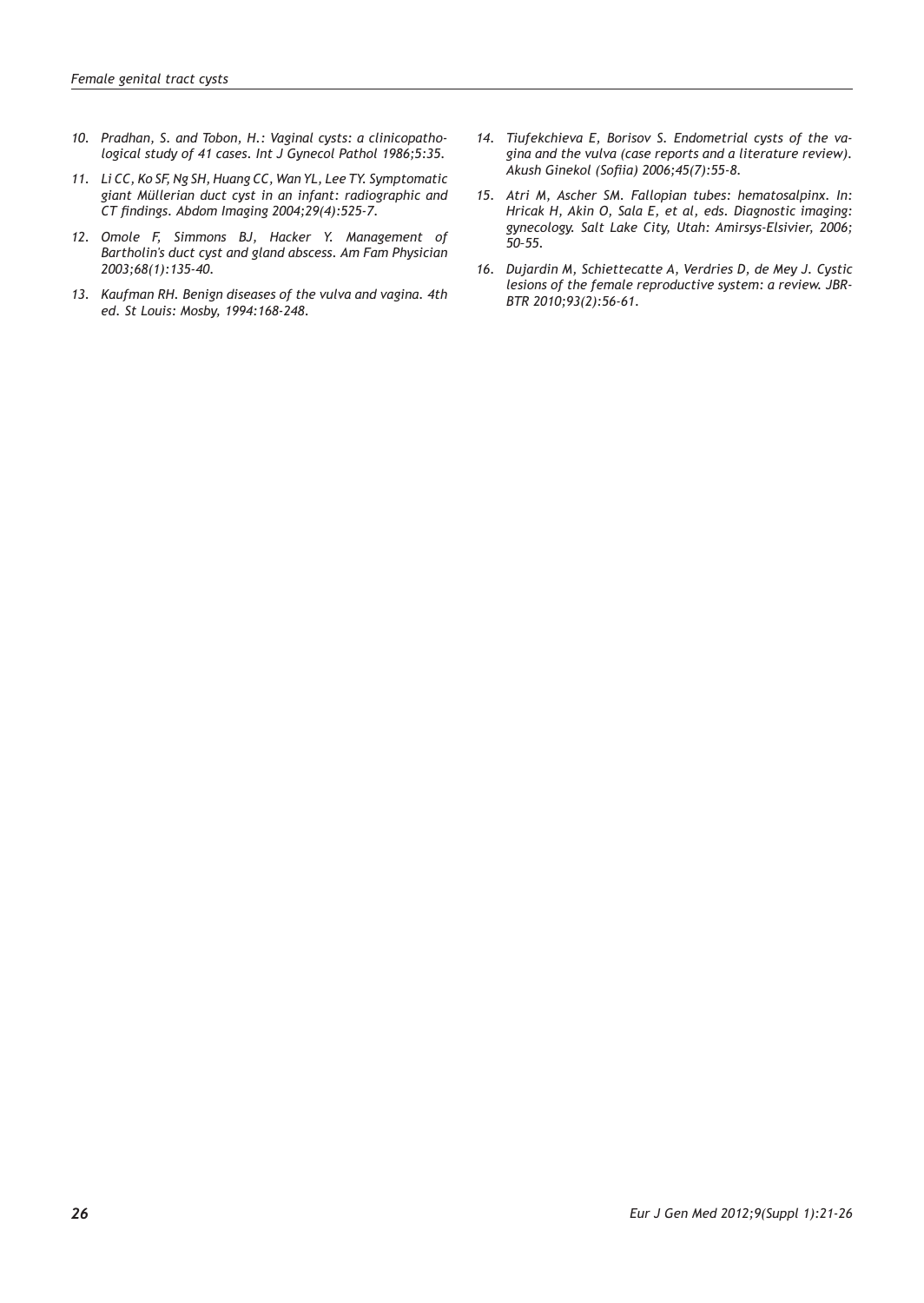10. Pradhan, S. and Tobon, H.: Vaginal cysts: a clinicopathological study of 41 cases. Int J Gynecol Pathol 1986;5:35.
11. Li CC, Ko SF, Ng SH, Huang CC, Wan YL, Lee TY. Symptomatic giant Müllerian duct cyst in an infant: radiographic and CT findings. Abdom Imaging 2004;29(4):525-7.
12. Omole F, Simmons BJ, Hacker Y. Management of Bartholin's duct cyst and gland abscess. Am Fam Physician 2003;68(1):135-40.
13. Kaufman RH. Benign diseases of the vulva and vagina. 4th ed. St Louis: Mosby, 1994:168-248.
14. Tiufekchieva E, Borisov S. Endometrial cysts of the vagina and the vulva (case reports and a literature review). Akush Ginekol (Sofiia) 2006;45(7):55-8.
15. Atri M, Ascher SM. Fallopian tubes: hematosalpinx. In: Hricak H, Akin O, Sala E, et al, eds. Diagnostic imaging: gynecology. Salt Lake City, Utah: Amirsys-Elsivier, 2006; 50–55.
16. Dujardin M, Schiettecatte A, Verdries D, de Mey J. Cystic lesions of the female reproductive system: a review. JBR-BTR 2010;93(2):56-61.